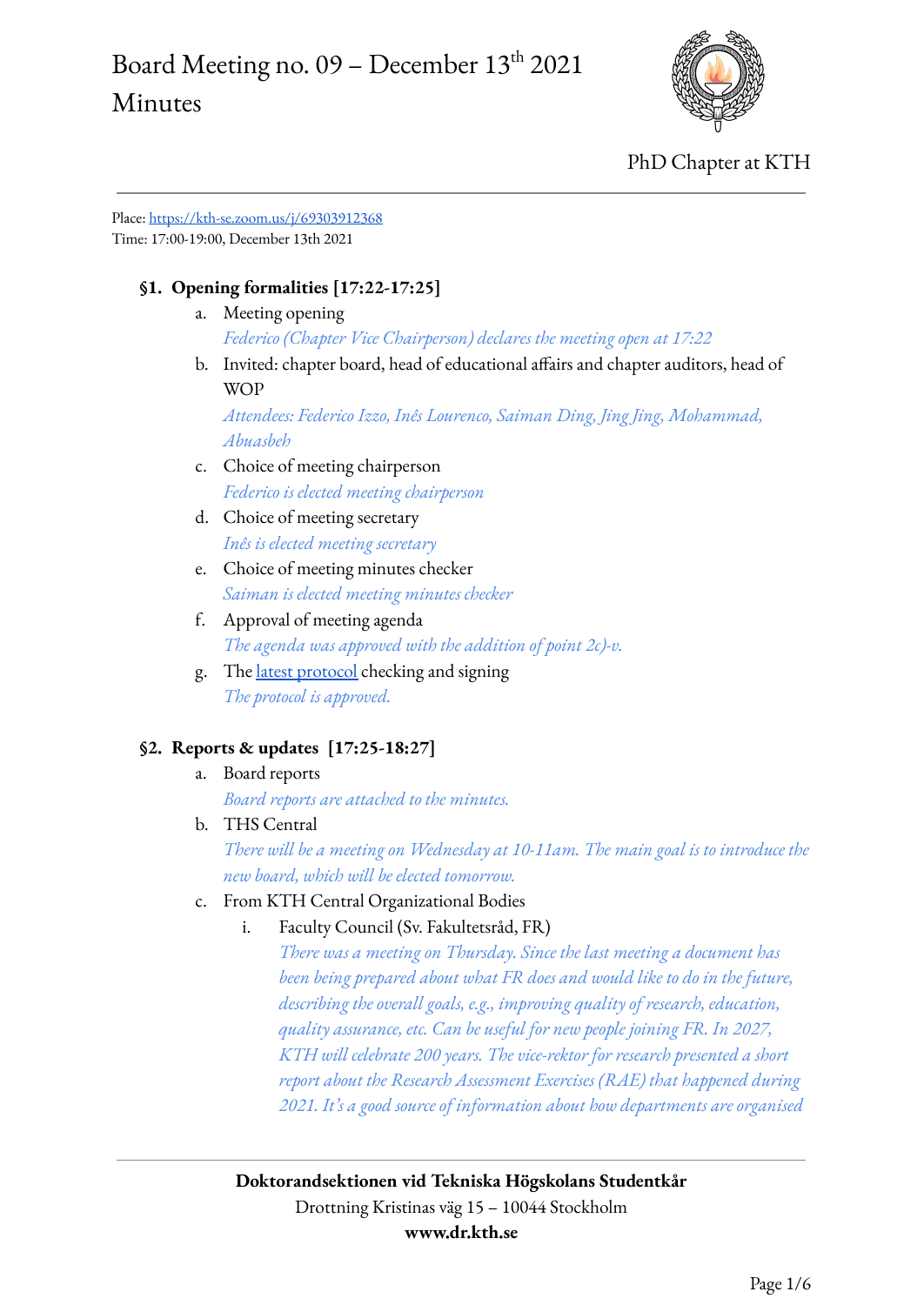# Board Meeting no. 09 – December 13th 2021
# Minutes

PhD Chapter at KTH

Place: [https://kth-se.zoom.us/j/69303912368](https://kth-se.zoom.us/j/69303912368)
Time: 17:00-19:00, December 13th 2021

## §1. Opening formalities [17:22-17:25]

a. Meeting opening
   *Federico (Chapter Vice Chairperson) declares the meeting open at 17:22*
b. Invited: chapter board, head of educational affairs and chapter auditors, head of WOP
   *Attendees: Federico Izzo, Inês Lourenco, Saiman Ding, Jing Jing, Mohammad, Abuasbeh*
c. Choice of meeting chairperson
   *Federico is elected meeting chairperson*
d. Choice of meeting secretary
   *Inês is elected meeting secretary*
e. Choice of meeting minutes checker
   *Saiman is elected meeting minutes checker*
f. Approval of meeting agenda
   *The agenda was approved with the addition of point 2c)-v.*
g. The latest protocol checking and signing
   *The protocol is approved.*

## §2. Reports & updates [17:25-18:27]

a. Board reports
   *Board reports are attached to the minutes.*
b. THS Central
   *There will be a meeting on Wednesday at 10-11am. The main goal is to introduce the new board, which will be elected tomorrow.*
c. From KTH Central Organizational Bodies
   i. Faculty Council (Sv. Fakultetsråd, FR)
      *There was a meeting on Thursday. Since the last meeting a document has been being prepared about what FR does and would like to do in the future, describing the overall goals, e.g., improving quality of research, education, quality assurance, etc. Can be useful for new people joining FR. In 2027, KTH will celebrate 200 years. The vice-rektor for research presented a short report about the Research Assessment Exercises (RAE) that happened during 2021. It's a good source of information about how departments are organised*

**Doktorandsektionen vid Tekniska Högskolans Studentkår**
Drottning Kristinas väg 15 – 10044 Stockholm
**www.dr.kth.se**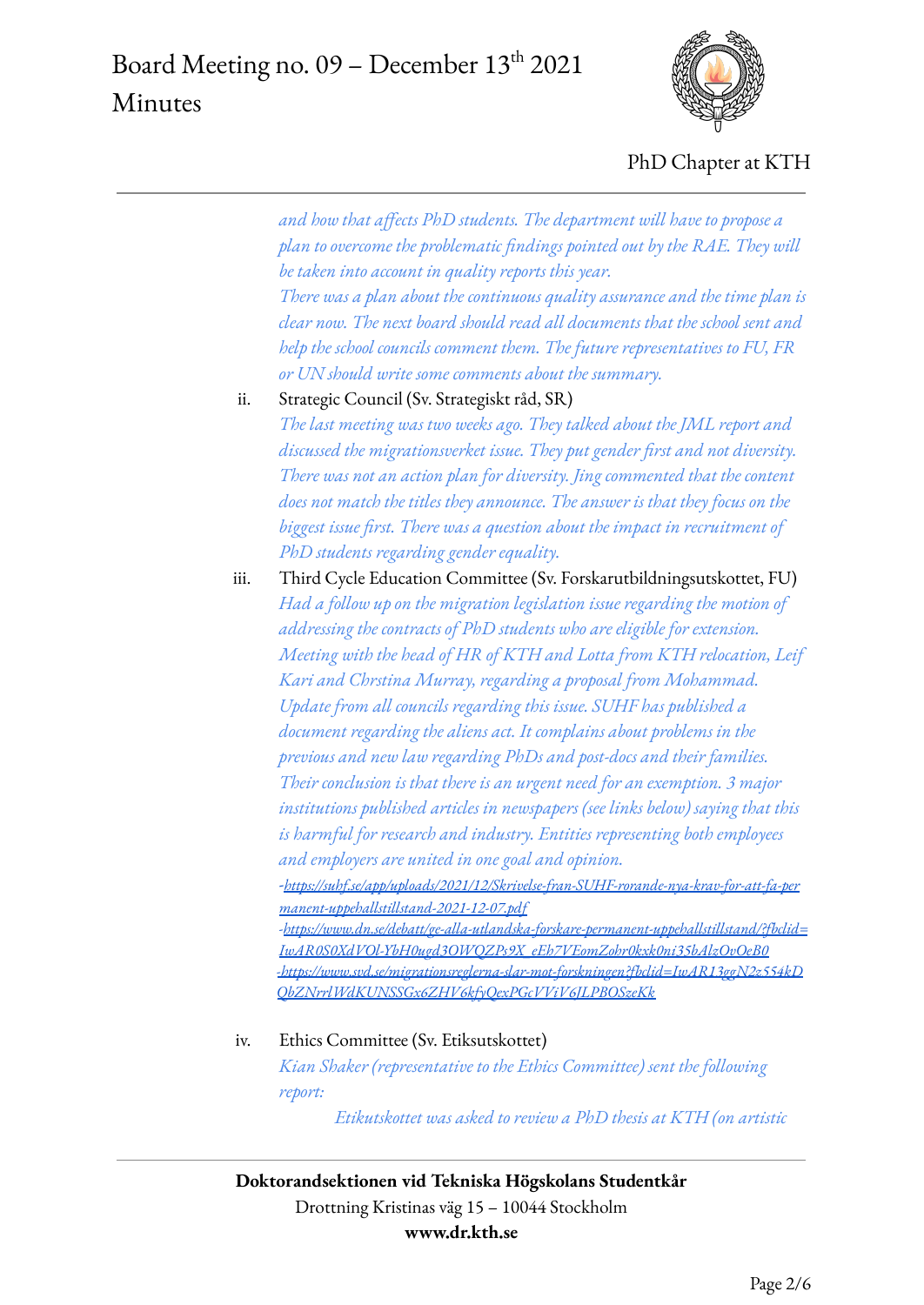*and how that affects PhD students. The department will have to propose a plan to overcome the problematic findings pointed out by the RAE. They will be taken into account in quality reports this year.*
*There was a plan about the continuous quality assurance and the time plan is clear now. The next board should read all documents that the school sent and help the school councils comment them. The future representatives to FU, FR or UN should write some comments about the summary.*

ii. Strategic Council (Sv. Strategiskt råd, SR)
*The last meeting was two weeks ago. They talked about the JML report and discussed the migrationsverket issue. They put gender first and not diversity. There was not an action plan for diversity. Jing commented that the content does not match the titles they announce. The answer is that they focus on the biggest issue first. There was a question about the impact in recruitment of PhD students regarding gender equality.*

iii. Third Cycle Education Committee (Sv. Forskarutbildningsutskottet, FU)
*Had a follow up on the migration legislation issue regarding the motion of addressing the contracts of PhD students who are eligible for extension.*
*Meeting with the head of HR of KTH and Lotta from KTH relocation, Leif Kari and Chrstina Murray, regarding a proposal from Mohammad.*
*Update from all councils regarding this issue. SUHF has published a document regarding the aliens act. It complains about problems in the previous and new law regarding PhDs and post-docs and their families.*
*Their conclusion is that there is an urgent need for an exemption. 3 major institutions published articles in newspapers (see links below) saying that this is harmful for research and industry. Entities representing both employees and employers are united in one goal and opinion.*
-https://suhf.se/app/uploads/2021/12/Skrivelse-fran-SUHF-rorande-nya-krav-for-att-fa-permanent-uppehallstillstand-2021-12-07.pdf
-https://www.dn.se/debatt/ge-alla-utlandska-forskare-permanent-uppehallstillstand/?fbclid=IwAR0S0XdVOl-YbH0ugd3OWQZPs9X_eEh7VEomZobr0kxk0ni35bAlzOvOeB0
-https://www.svd.se/migrationsreglerna-slar-mot-forskningen?fbclid=IwAR13ggN2z554kDQbZNrrlWdKUNSSGx6ZHV6kfyQexPGcVViV6JLPBOSzeKk

iv. Ethics Committee (Sv. Etiksutskottet)
*Kian Shaker (representative to the Ethics Committee) sent the following report:*

*Etikutskottet was asked to review a PhD thesis at KTH (on artistic*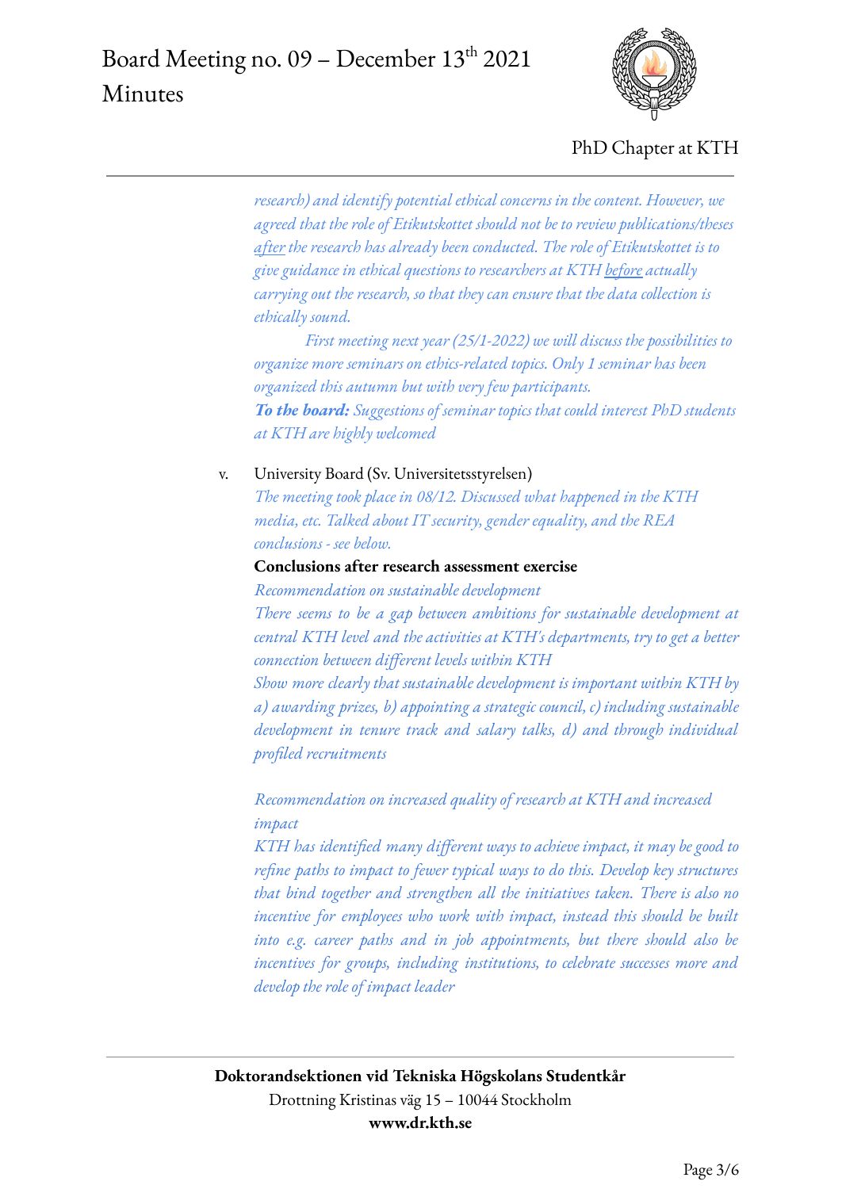*research) and identify potential ethical concerns in the content. However, we agreed that the role of Etikutskottet should not be to review publications/theses after the research has already been conducted. The role of Etikutskottet is to give guidance in ethical questions to researchers at KTH before actually carrying out the research, so that they can ensure that the data collection is ethically sound.*

*First meeting next year (25/1-2022) we will discuss the possibilities to organize more seminars on ethics-related topics. Only 1 seminar has been organized this autumn but with very few participants.*

***To the board:** Suggestions of seminar topics that could interest PhD students at KTH are highly welcomed*

v. University Board (Sv. Universitetsstyrelsen)

*The meeting took place in 08/12. Discussed what happened in the KTH media, etc. Talked about IT security, gender equality, and the REA conclusions - see below.*

**Conclusions after research assessment exercise**

*Recommendation on sustainable development*

*There seems to be a gap between ambitions for sustainable development at central KTH level and the activities at KTH's departments, try to get a better connection between different levels within KTH*

*Show more clearly that sustainable development is important within KTH by a) awarding prizes, b) appointing a strategic council, c) including sustainable development in tenure track and salary talks, d) and through individual profiled recruitments*

*Recommendation on increased quality of research at KTH and increased impact*

*KTH has identified many different ways to achieve impact, it may be good to refine paths to impact to fewer typical ways to do this. Develop key structures that bind together and strengthen all the initiatives taken. There is also no incentive for employees who work with impact, instead this should be built into e.g. career paths and in job appointments, but there should also be incentives for groups, including institutions, to celebrate successes more and develop the role of impact leader*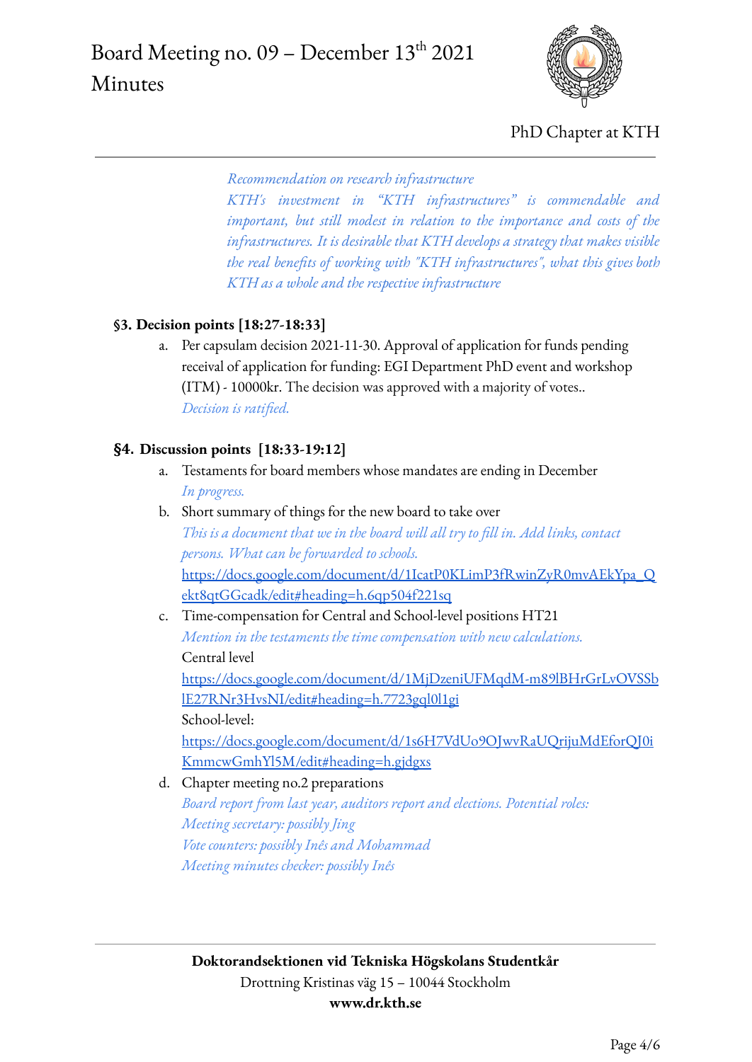*Recommendation on research infrastructure*
*KTH's investment in "KTH infrastructures" is commendable and important, but still modest in relation to the importance and costs of the infrastructures. It is desirable that KTH develops a strategy that makes visible the real benefits of working with "KTH infrastructures", what this gives both KTH as a whole and the respective infrastructure*

**§3. Decision points [18:27-18:33]**

a. Per capsulam decision 2021-11-30. Approval of application for funds pending receival of application for funding: EGI Department PhD event and workshop (ITM) - 10000kr. The decision was approved with a majority of votes..
*Decision is ratified.*

**§4. Discussion points [18:33-19:12]**

a. Testaments for board members whose mandates are ending in December
*In progress.*

b. Short summary of things for the new board to take over
*This is a document that we in the board will all try to fill in. Add links, contact persons. What can be forwarded to schools.*
https://docs.google.com/document/d/1IcatP0KLimP3fRwinZyR0mvAEkYpa_Qekt8qtGGcadk/edit#heading=h.6qp504f221sq

c. Time-compensation for Central and School-level positions HT21
*Mention in the testaments the time compensation with new calculations.*
Central level
https://docs.google.com/document/d/1MjDzeniUFMqdM-m89lBHrGrLvOVSSblE27RNr3HvsNI/edit#heading=h.7723gql0l1gi
School-level:
https://docs.google.com/document/d/1s6H7VdUo9OJwvRaUQrijuMdEforQJ0iKmmcwGmhYl5M/edit#heading=h.gjdgxs

d. Chapter meeting no.2 preparations
*Board report from last year, auditors report and elections. Potential roles:*
*Meeting secretary: possibly Jing*
*Vote counters: possibly Inês and Mohammad*
*Meeting minutes checker: possibly Inês*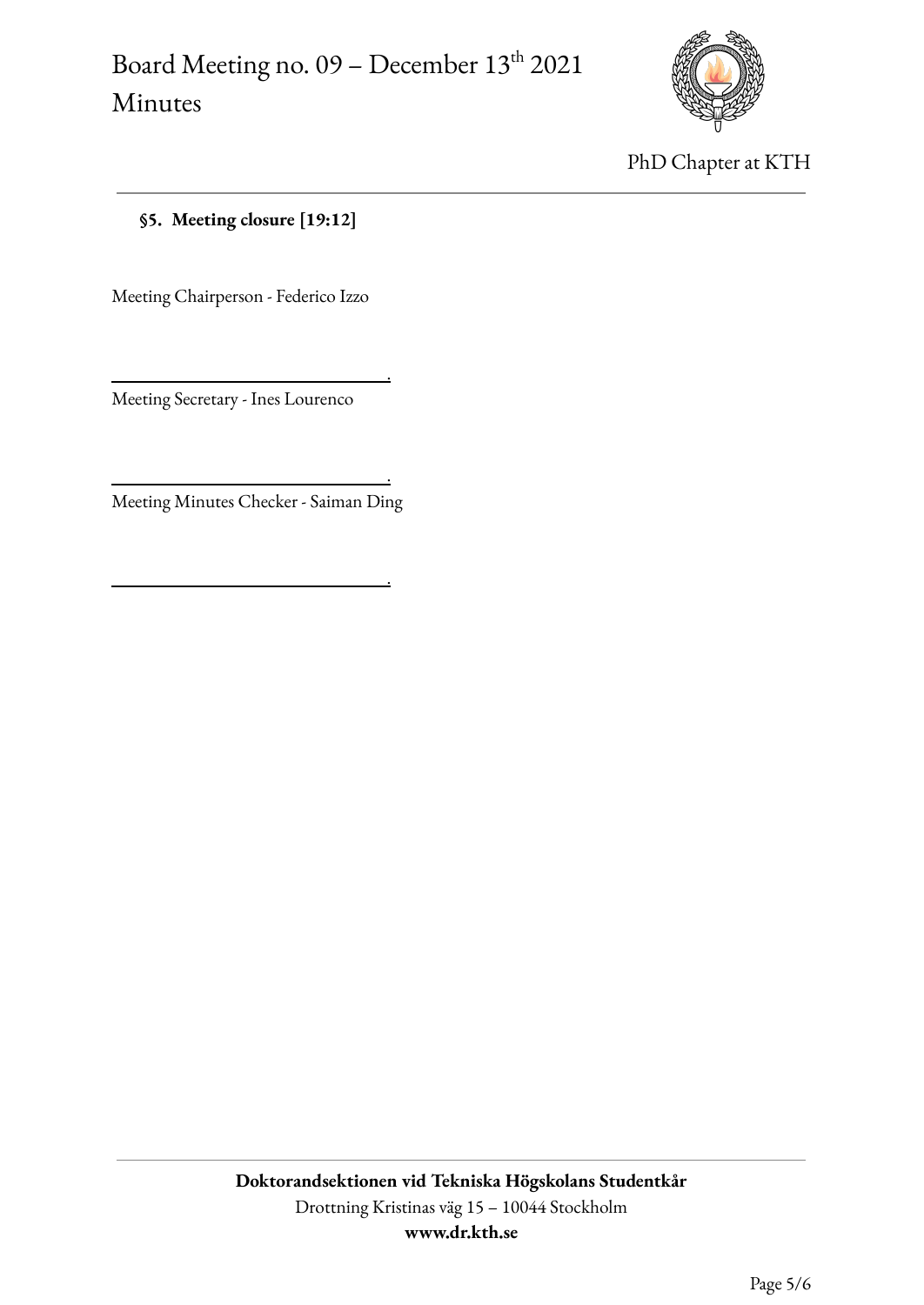**§5. Meeting closure [19:12]**

Meeting Chairperson - Federico Izzo

\_\_\_\_\_\_\_\_\_\_\_\_\_\_\_\_\_\_\_\_\_\_\_\_\_\_\_\_\_\_\_\_.

Meeting Secretary - Ines Lourenco

\_\_\_\_\_\_\_\_\_\_\_\_\_\_\_\_\_\_\_\_\_\_\_\_\_\_\_\_\_\_\_\_.

Meeting Minutes Checker - Saiman Ding

\_\_\_\_\_\_\_\_\_\_\_\_\_\_\_\_\_\_\_\_\_\_\_\_\_\_\_\_\_\_\_\_.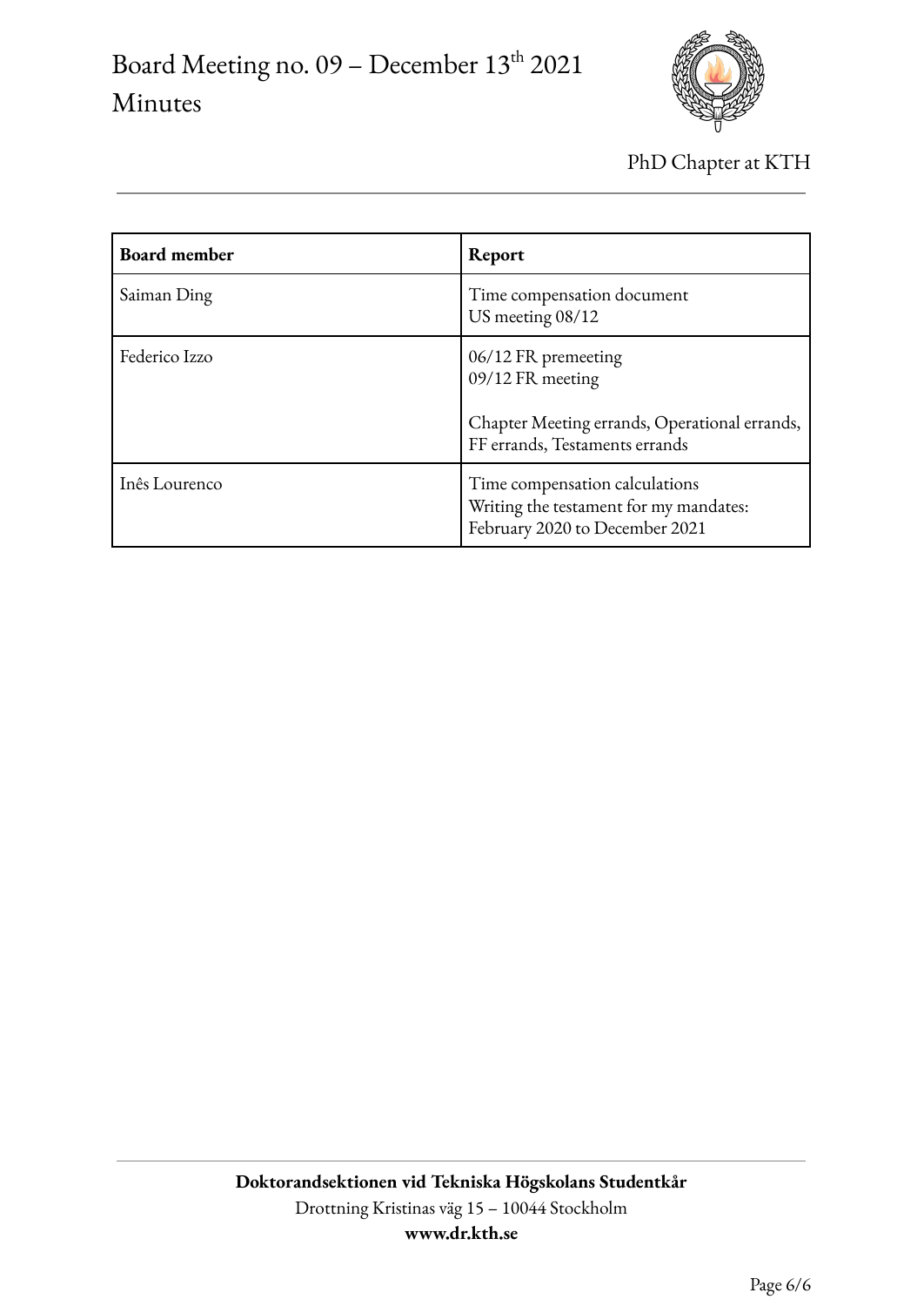| Board member | Report |
|---|---|
| Saiman Ding | Time compensation document<br>US meeting 08/12 |
| Federico Izzo | 06/12 FR premeeting<br>09/12 FR meeting<br><br>Chapter Meeting errands, Operational errands, FF errands, Testaments errands |
| Inês Lourenco | Time compensation calculations<br>Writing the testament for my mandates: February 2020 to December 2021 |